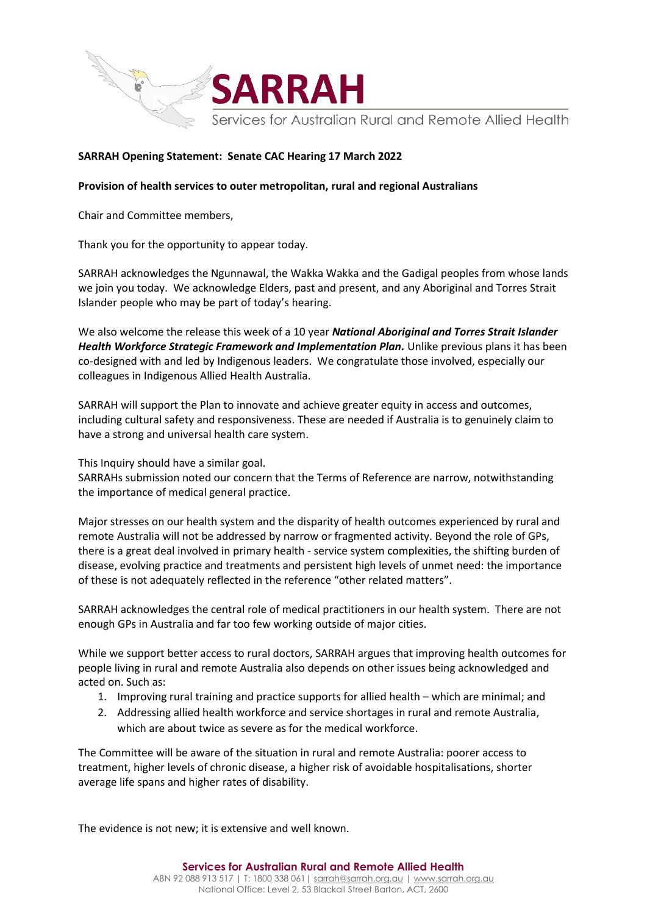# SARRAH

Services for Australian Rural and Remote Allied Health

**SARRAH Opening Statement: Senate CAC Hearing 17 March 2022**

**Provision of health services to outer metropolitan, rural and regional Australians**

Chair and Committee members,

Thank you for the opportunity to appear today.

SARRAH acknowledges the Ngunnawal, the Wakka Wakka and the Gadigal peoples from whose lands we join you today. We acknowledge Elders, past and present, and any Aboriginal and Torres Strait Islander people who may be part of today's hearing.

We also welcome the release this week of a 10 year ***National Aboriginal and Torres Strait Islander Health Workforce Strategic Framework and Implementation Plan.*** Unlike previous plans it has been co-designed with and led by Indigenous leaders. We congratulate those involved, especially our colleagues in Indigenous Allied Health Australia.

SARRAH will support the Plan to innovate and achieve greater equity in access and outcomes, including cultural safety and responsiveness. These are needed if Australia is to genuinely claim to have a strong and universal health care system.

This Inquiry should have a similar goal.
SARRAHs submission noted our concern that the Terms of Reference are narrow, notwithstanding the importance of medical general practice.

Major stresses on our health system and the disparity of health outcomes experienced by rural and remote Australia will not be addressed by narrow or fragmented activity. Beyond the role of GPs, there is a great deal involved in primary health - service system complexities, the shifting burden of disease, evolving practice and treatments and persistent high levels of unmet need: the importance of these is not adequately reflected in the reference "other related matters".

SARRAH acknowledges the central role of medical practitioners in our health system. There are not enough GPs in Australia and far too few working outside of major cities.

While we support better access to rural doctors, SARRAH argues that improving health outcomes for people living in rural and remote Australia also depends on other issues being acknowledged and acted on. Such as:

1. Improving rural training and practice supports for allied health – which are minimal; and
2. Addressing allied health workforce and service shortages in rural and remote Australia, which are about twice as severe as for the medical workforce.

The Committee will be aware of the situation in rural and remote Australia: poorer access to treatment, higher levels of chronic disease, a higher risk of avoidable hospitalisations, shorter average life spans and higher rates of disability.

The evidence is not new; it is extensive and well known.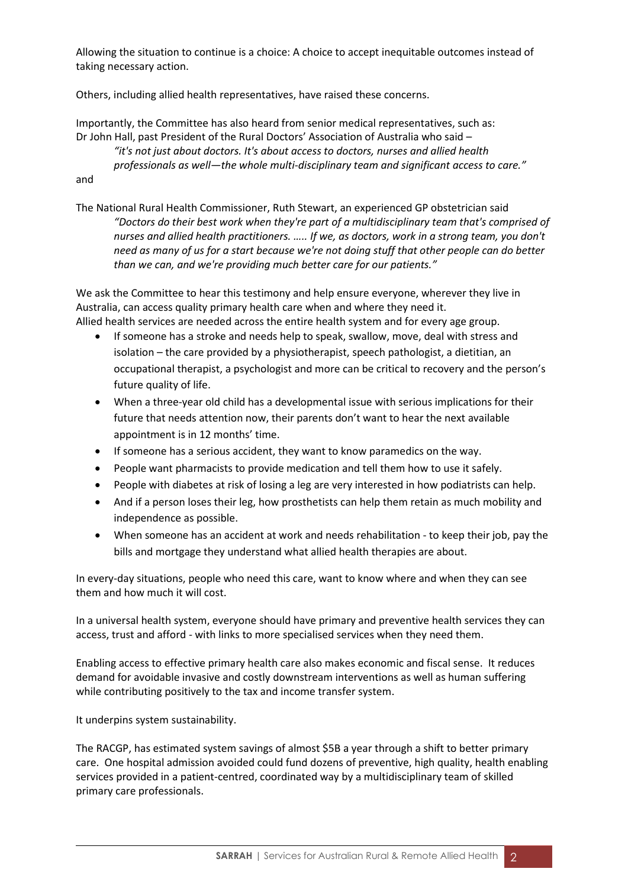Allowing the situation to continue is a choice: A choice to accept inequitable outcomes instead of taking necessary action.

Others, including allied health representatives, have raised these concerns.

Importantly, the Committee has also heard from senior medical representatives, such as:
Dr John Hall, past President of the Rural Doctors' Association of Australia who said –

> *"it's not just about doctors. It's about access to doctors, nurses and allied health professionals as well—the whole multi-disciplinary team and significant access to care."*

and

The National Rural Health Commissioner, Ruth Stewart, an experienced GP obstetrician said

> *"Doctors do their best work when they're part of a multidisciplinary team that's comprised of nurses and allied health practitioners. ….. If we, as doctors, work in a strong team, you don't need as many of us for a start because we're not doing stuff that other people can do better than we can, and we're providing much better care for our patients."*

We ask the Committee to hear this testimony and help ensure everyone, wherever they live in Australia, can access quality primary health care when and where they need it.
Allied health services are needed across the entire health system and for every age group.

- If someone has a stroke and needs help to speak, swallow, move, deal with stress and isolation – the care provided by a physiotherapist, speech pathologist, a dietitian, an occupational therapist, a psychologist and more can be critical to recovery and the person's future quality of life.
- When a three-year old child has a developmental issue with serious implications for their future that needs attention now, their parents don't want to hear the next available appointment is in 12 months' time.
- If someone has a serious accident, they want to know paramedics on the way.
- People want pharmacists to provide medication and tell them how to use it safely.
- People with diabetes at risk of losing a leg are very interested in how podiatrists can help.
- And if a person loses their leg, how prosthetists can help them retain as much mobility and independence as possible.
- When someone has an accident at work and needs rehabilitation - to keep their job, pay the bills and mortgage they understand what allied health therapies are about.

In every-day situations, people who need this care, want to know where and when they can see them and how much it will cost.

In a universal health system, everyone should have primary and preventive health services they can access, trust and afford - with links to more specialised services when they need them.

Enabling access to effective primary health care also makes economic and fiscal sense. It reduces demand for avoidable invasive and costly downstream interventions as well as human suffering while contributing positively to the tax and income transfer system.

It underpins system sustainability.

The RACGP, has estimated system savings of almost $5B a year through a shift to better primary care. One hospital admission avoided could fund dozens of preventive, high quality, health enabling services provided in a patient-centred, coordinated way by a multidisciplinary team of skilled primary care professionals.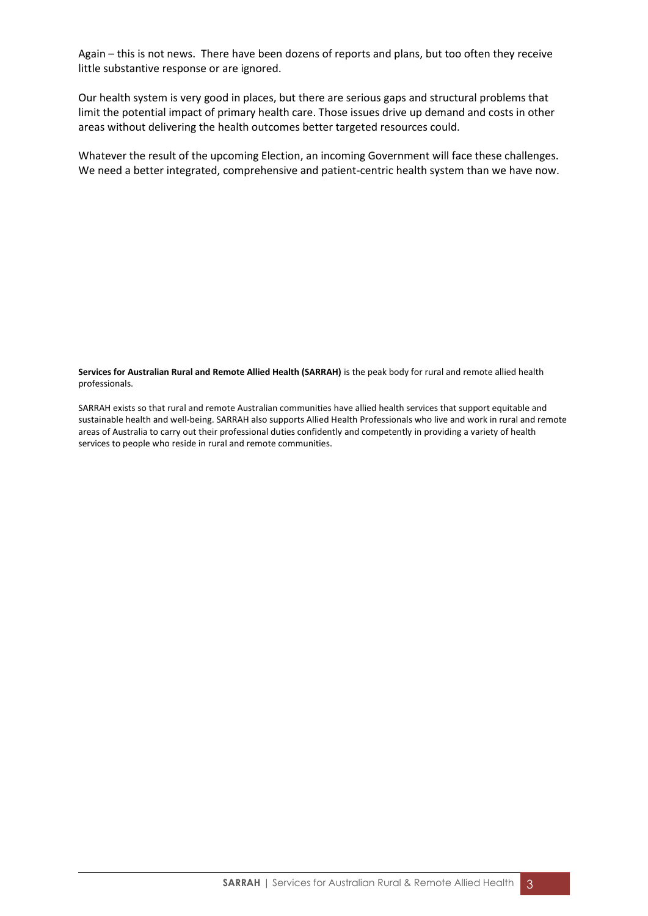Again – this is not news. There have been dozens of reports and plans, but too often they receive little substantive response or are ignored.

Our health system is very good in places, but there are serious gaps and structural problems that limit the potential impact of primary health care. Those issues drive up demand and costs in other areas without delivering the health outcomes better targeted resources could.

Whatever the result of the upcoming Election, an incoming Government will face these challenges. We need a better integrated, comprehensive and patient-centric health system than we have now.

**Services for Australian Rural and Remote Allied Health (SARRAH)** is the peak body for rural and remote allied health professionals.

SARRAH exists so that rural and remote Australian communities have allied health services that support equitable and sustainable health and well-being. SARRAH also supports Allied Health Professionals who live and work in rural and remote areas of Australia to carry out their professional duties confidently and competently in providing a variety of health services to people who reside in rural and remote communities.